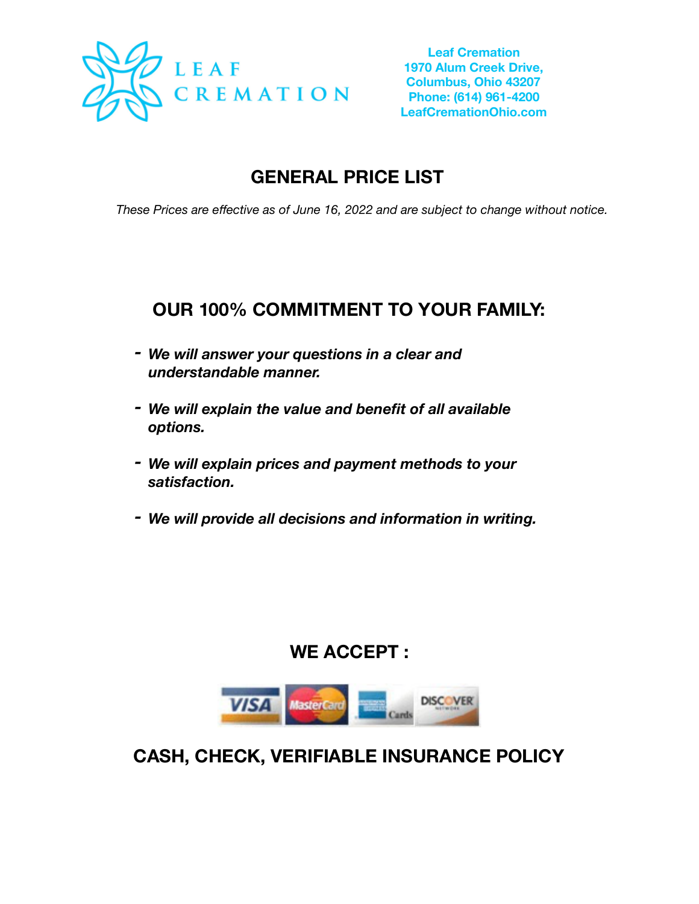LEAF CREMATION

**Leaf Cremation**
**1970 Alum Creek Drive,**
**Columbus, Ohio 43207**
**Phone: (614) 961-4200**
**LeafCremationOhio.com**

# GENERAL PRICE LIST

*These Prices are effective as of June 16, 2022 and are subject to change without notice.*

## OUR 100% COMMITMENT TO YOUR FAMILY:

- ***We will answer your questions in a clear and understandable manner.***
- ***We will explain the value and benefit of all available options.***
- ***We will explain prices and payment methods to your satisfaction.***
- ***We will provide all decisions and information in writing.***

## WE ACCEPT :

VISA, MasterCard, American Express Cards, DISCOVER NETWORK

## CASH, CHECK, VERIFIABLE INSURANCE POLICY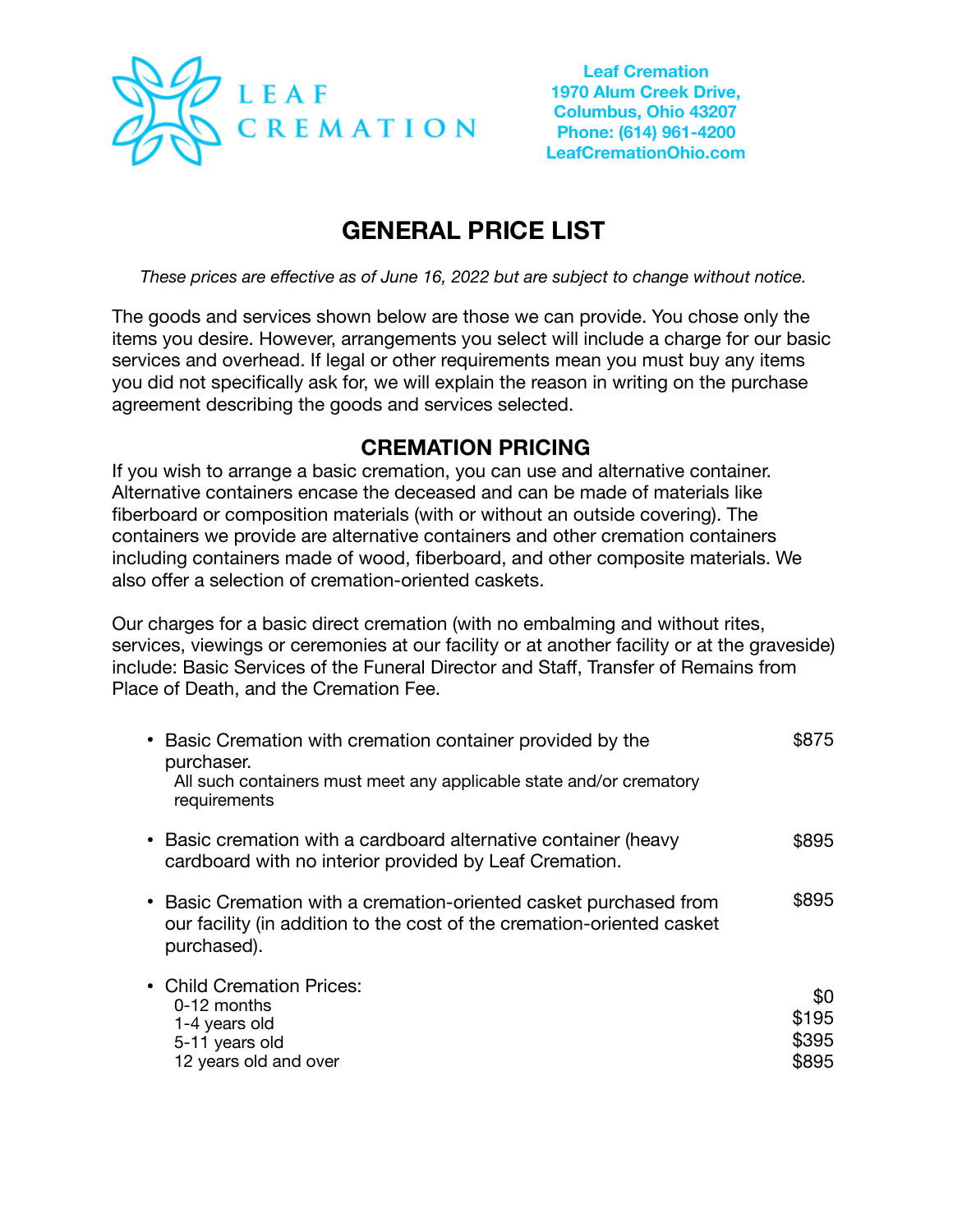LEAF CREMATION

**Leaf Cremation**
**1970 Alum Creek Drive,**
**Columbus, Ohio 43207**
**Phone: (614) 961-4200**
**LeafCremationOhio.com**

# GENERAL PRICE LIST

*These prices are effective as of June 16, 2022 but are subject to change without notice.*

The goods and services shown below are those we can provide. You chose only the items you desire. However, arrangements you select will include a charge for our basic services and overhead. If legal or other requirements mean you must buy any items you did not specifically ask for, we will explain the reason in writing on the purchase agreement describing the goods and services selected.

## CREMATION PRICING

If you wish to arrange a basic cremation, you can use and alternative container. Alternative containers encase the deceased and can be made of materials like fiberboard or composition materials (with or without an outside covering). The containers we provide are alternative containers and other cremation containers including containers made of wood, fiberboard, and other composite materials. We also offer a selection of cremation-oriented caskets.

Our charges for a basic direct cremation (with no embalming and without rites, services, viewings or ceremonies at our facility or at another facility or at the graveside) include: Basic Services of the Funeral Director and Staff, Transfer of Remains from Place of Death, and the Cremation Fee.

- Basic Cremation with cremation container provided by the purchaser. — $875
  All such containers must meet any applicable state and/or crematory requirements
- Basic cremation with a cardboard alternative container (heavy cardboard with no interior provided by Leaf Cremation. — $895
- Basic Cremation with a cremation-oriented casket purchased from our facility (in addition to the cost of the cremation-oriented casket purchased). — $895
- Child Cremation Prices:
  - 0-12 months — $0
  - 1-4 years old — $195
  - 5-11 years old — $395
  - 12 years old and over — $895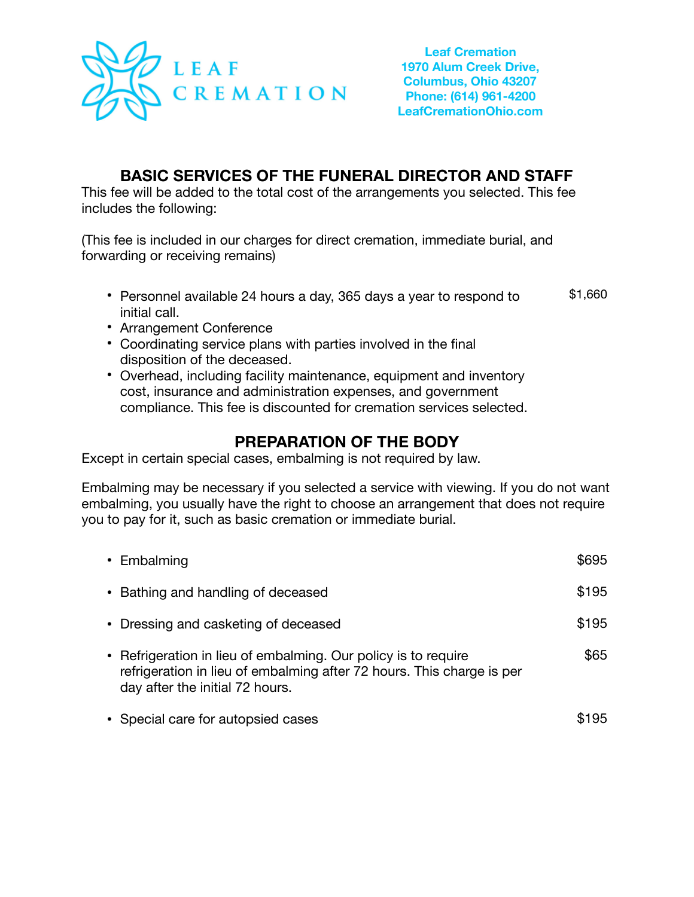**LEAF CREMATION**

**Leaf Cremation**
**1970 Alum Creek Drive,**
**Columbus, Ohio 43207**
**Phone: (614) 961-4200**
**LeafCremationOhio.com**

## BASIC SERVICES OF THE FUNERAL DIRECTOR AND STAFF

This fee will be added to the total cost of the arrangements you selected. This fee includes the following:

(This fee is included in our charges for direct cremation, immediate burial, and forwarding or receiving remains)

| Service | Price |
| --- | --- |
| • Personnel available 24 hours a day, 365 days a year to respond to initial call.<br>• Arrangement Conference<br>• Coordinating service plans with parties involved in the final disposition of the deceased.<br>• Overhead, including facility maintenance, equipment and inventory cost, insurance and administration expenses, and government compliance. This fee is discounted for cremation services selected. | $1,660 |

## PREPARATION OF THE BODY

Except in certain special cases, embalming is not required by law.

Embalming may be necessary if you selected a service with viewing. If you do not want embalming, you usually have the right to choose an arrangement that does not require you to pay for it, such as basic cremation or immediate burial.

| Service | Price |
| --- | --- |
| Embalming | $695 |
| Bathing and handling of deceased | $195 |
| Dressing and casketing of deceased | $195 |
| Refrigeration in lieu of embalming. Our policy is to require refrigeration in lieu of embalming after 72 hours. This charge is per day after the initial 72 hours. | $65 |
| Special care for autopsied cases | $195 |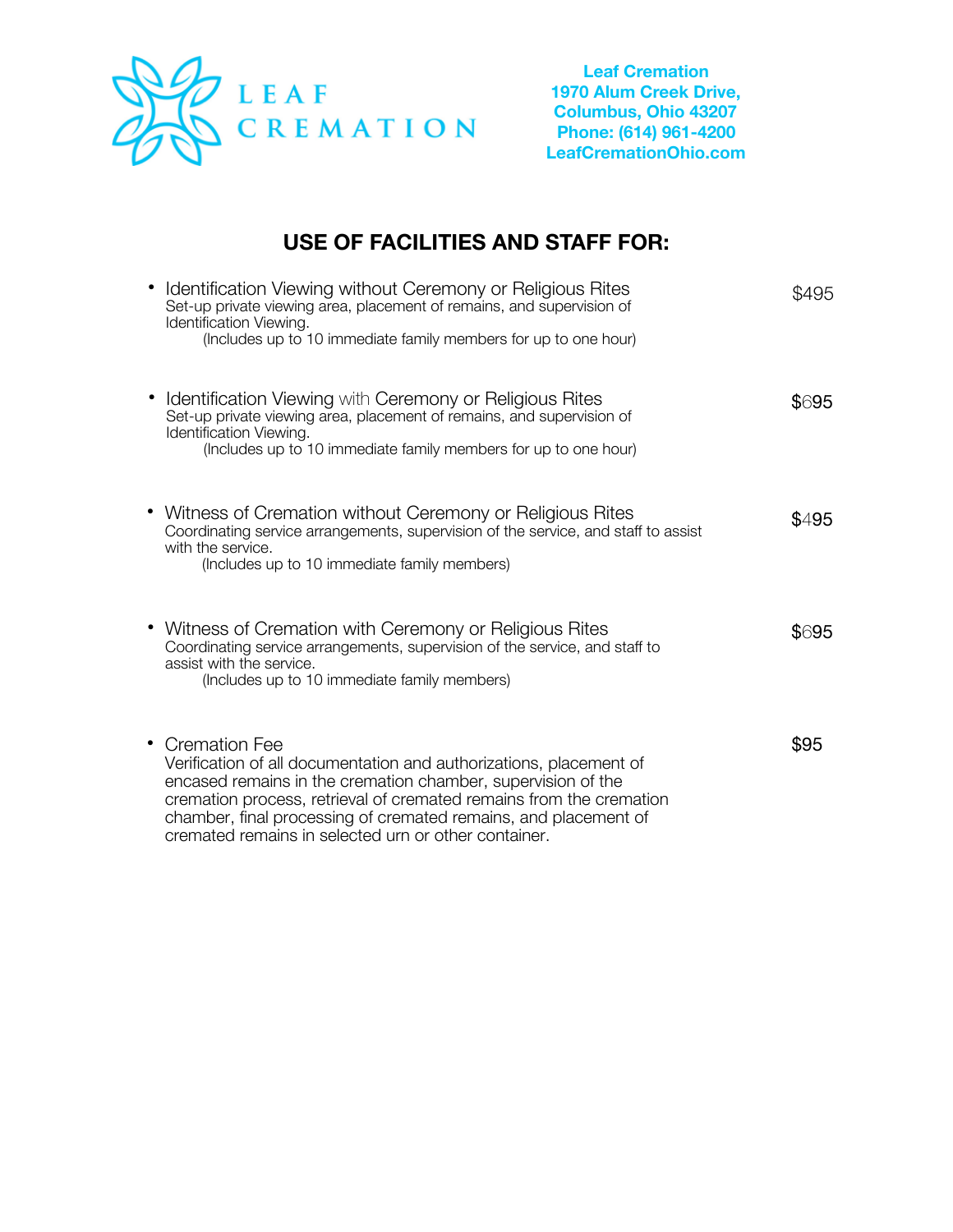**Leaf Cremation**
**1970 Alum Creek Drive,**
**Columbus, Ohio 43207**
**Phone: (614) 961-4200**
**LeafCremationOhio.com**

## USE OF FACILITIES AND STAFF FOR:

- Identification Viewing without Ceremony or Religious Rites — $495
  Set-up private viewing area, placement of remains, and supervision of Identification Viewing.
  (Includes up to 10 immediate family members for up to one hour)

- Identification Viewing with Ceremony or Religious Rites — $695
  Set-up private viewing area, placement of remains, and supervision of Identification Viewing.
  (Includes up to 10 immediate family members for up to one hour)

- Witness of Cremation without Ceremony or Religious Rites — $495
  Coordinating service arrangements, supervision of the service, and staff to assist with the service.
  (Includes up to 10 immediate family members)

- Witness of Cremation with Ceremony or Religious Rites — $695
  Coordinating service arrangements, supervision of the service, and staff to assist with the service.
  (Includes up to 10 immediate family members)

- Cremation Fee — $95
  Verification of all documentation and authorizations, placement of encased remains in the cremation chamber, supervision of the cremation process, retrieval of cremated remains from the cremation chamber, final processing of cremated remains, and placement of cremated remains in selected urn or other container.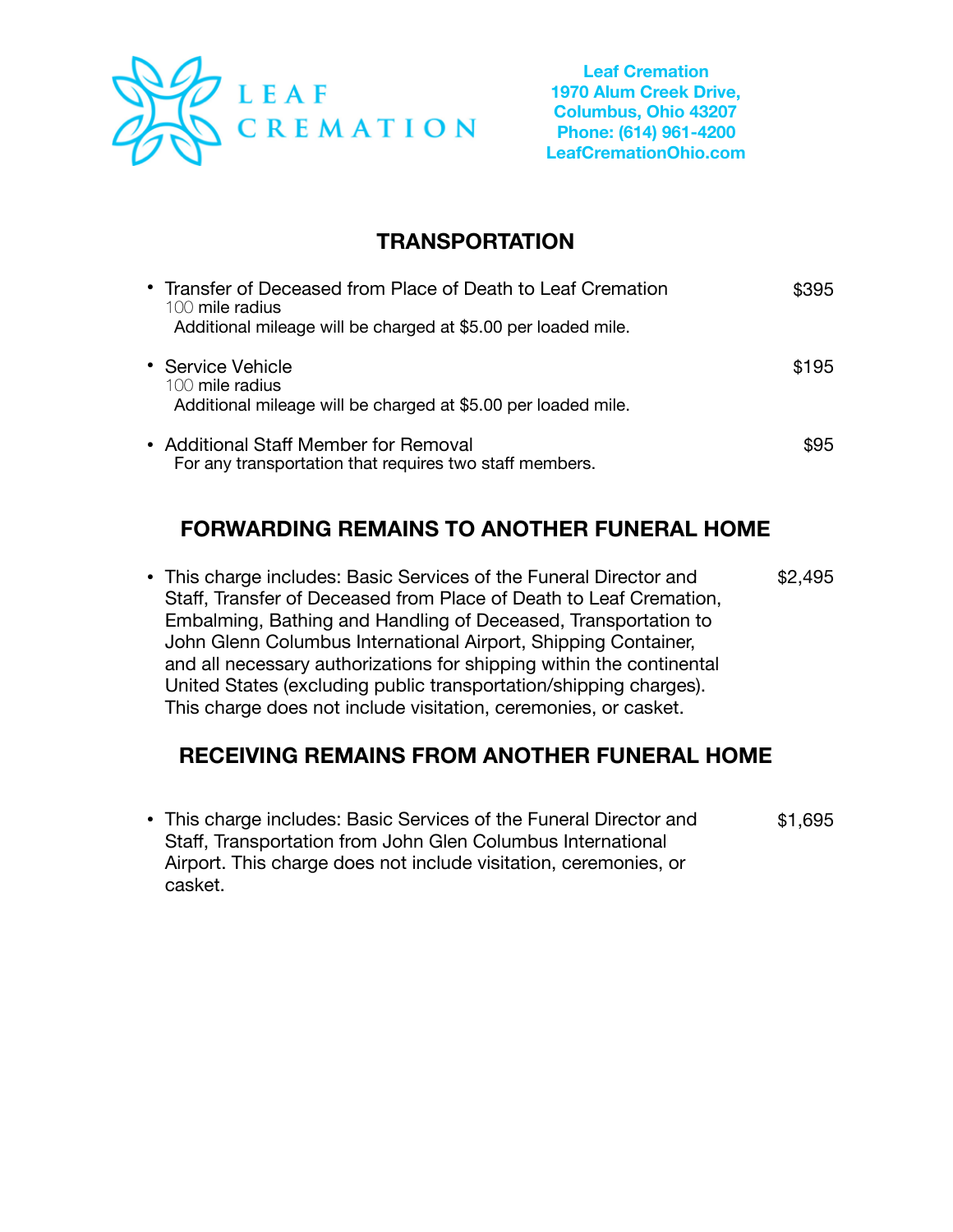**LEAF CREMATION**

**Leaf Cremation**
**1970 Alum Creek Drive,**
**Columbus, Ohio 43207**
**Phone: (614) 961-4200**
**LeafCremationOhio.com**

## TRANSPORTATION

- Transfer of Deceased from Place of Death to Leaf Cremation — $395
  100 mile radius
  Additional mileage will be charged at $5.00 per loaded mile.

- Service Vehicle — $195
  100 mile radius
  Additional mileage will be charged at $5.00 per loaded mile.

- Additional Staff Member for Removal — $95
  For any transportation that requires two staff members.

## FORWARDING REMAINS TO ANOTHER FUNERAL HOME

- This charge includes: Basic Services of the Funeral Director and Staff, Transfer of Deceased from Place of Death to Leaf Cremation, Embalming, Bathing and Handling of Deceased, Transportation to John Glenn Columbus International Airport, Shipping Container, and all necessary authorizations for shipping within the continental United States (excluding public transportation/shipping charges). This charge does not include visitation, ceremonies, or casket. — $2,495

## RECEIVING REMAINS FROM ANOTHER FUNERAL HOME

- This charge includes: Basic Services of the Funeral Director and Staff, Transportation from John Glen Columbus International Airport. This charge does not include visitation, ceremonies, or casket. — $1,695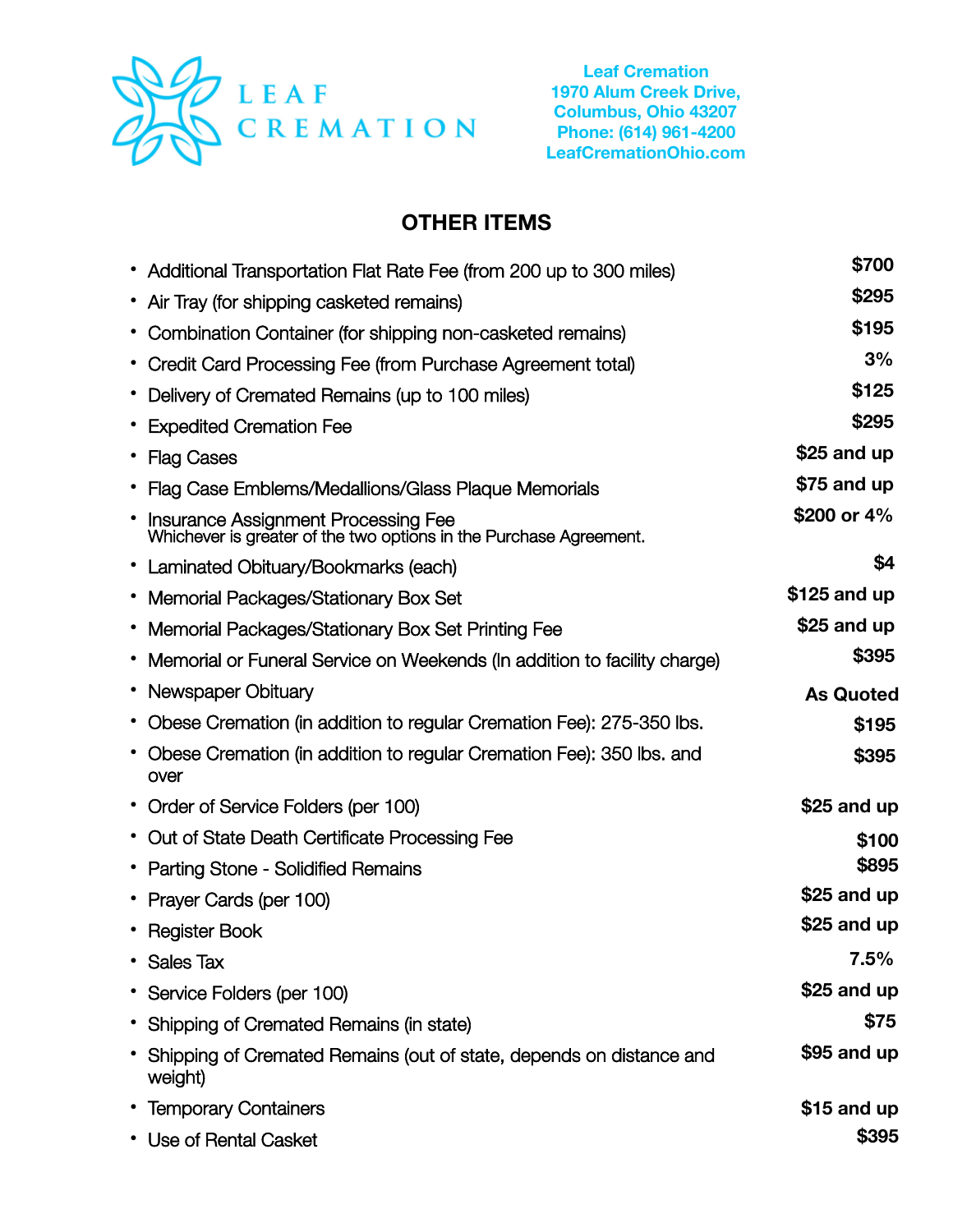Leaf Cremation
1970 Alum Creek Drive,
Columbus, Ohio 43207
Phone: (614) 961-4200
LeafCremationOhio.com

## OTHER ITEMS

| | |
|---|---|
| • Additional Transportation Flat Rate Fee (from 200 up to 300 miles) | $700 |
| • Air Tray (for shipping casketed remains) | $295 |
| • Combination Container (for shipping non-casketed remains) | $195 |
| • Credit Card Processing Fee (from Purchase Agreement total) | 3% |
| • Delivery of Cremated Remains (up to 100 miles) | $125 |
| • Expedited Cremation Fee | $295 |
| • Flag Cases | $25 and up |
| • Flag Case Emblems/Medallions/Glass Plaque Memorials | $75 and up |
| • Insurance Assignment Processing Fee<br>Whichever is greater of the two options in the Purchase Agreement. | $200 or 4% |
| • Laminated Obituary/Bookmarks (each) | $4 |
| • Memorial Packages/Stationary Box Set | $125 and up |
| • Memorial Packages/Stationary Box Set Printing Fee | $25 and up |
| • Memorial or Funeral Service on Weekends (In addition to facility charge) | $395 |
| • Newspaper Obituary | As Quoted |
| • Obese Cremation (in addition to regular Cremation Fee): 275-350 lbs. | $195 |
| • Obese Cremation (in addition to regular Cremation Fee): 350 lbs. and over | $395 |
| • Order of Service Folders (per 100) | $25 and up |
| • Out of State Death Certificate Processing Fee | $100 |
| • Parting Stone - Solidified Remains | $895 |
| • Prayer Cards (per 100) | $25 and up |
| • Register Book | $25 and up |
| • Sales Tax | 7.5% |
| • Service Folders (per 100) | $25 and up |
| • Shipping of Cremated Remains (in state) | $75 |
| • Shipping of Cremated Remains (out of state, depends on distance and weight) | $95 and up |
| • Temporary Containers | $15 and up |
| • Use of Rental Casket | $395 |